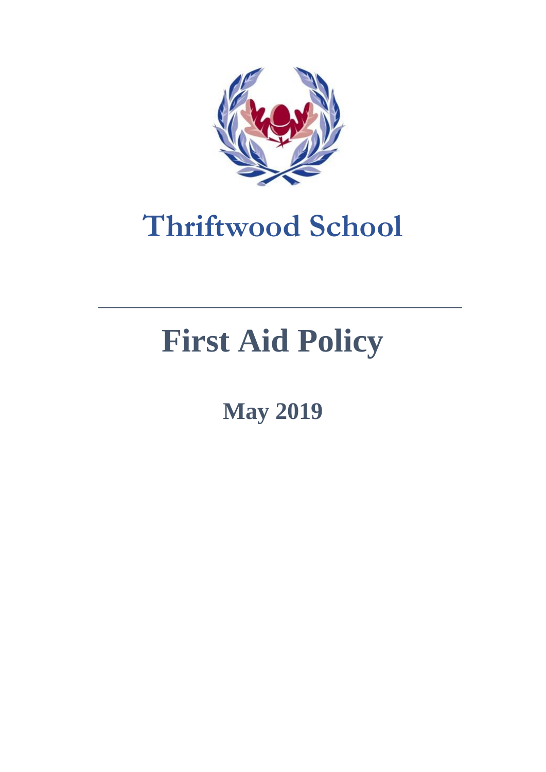# Thriftwood School

# First Aid Policy

## May 2019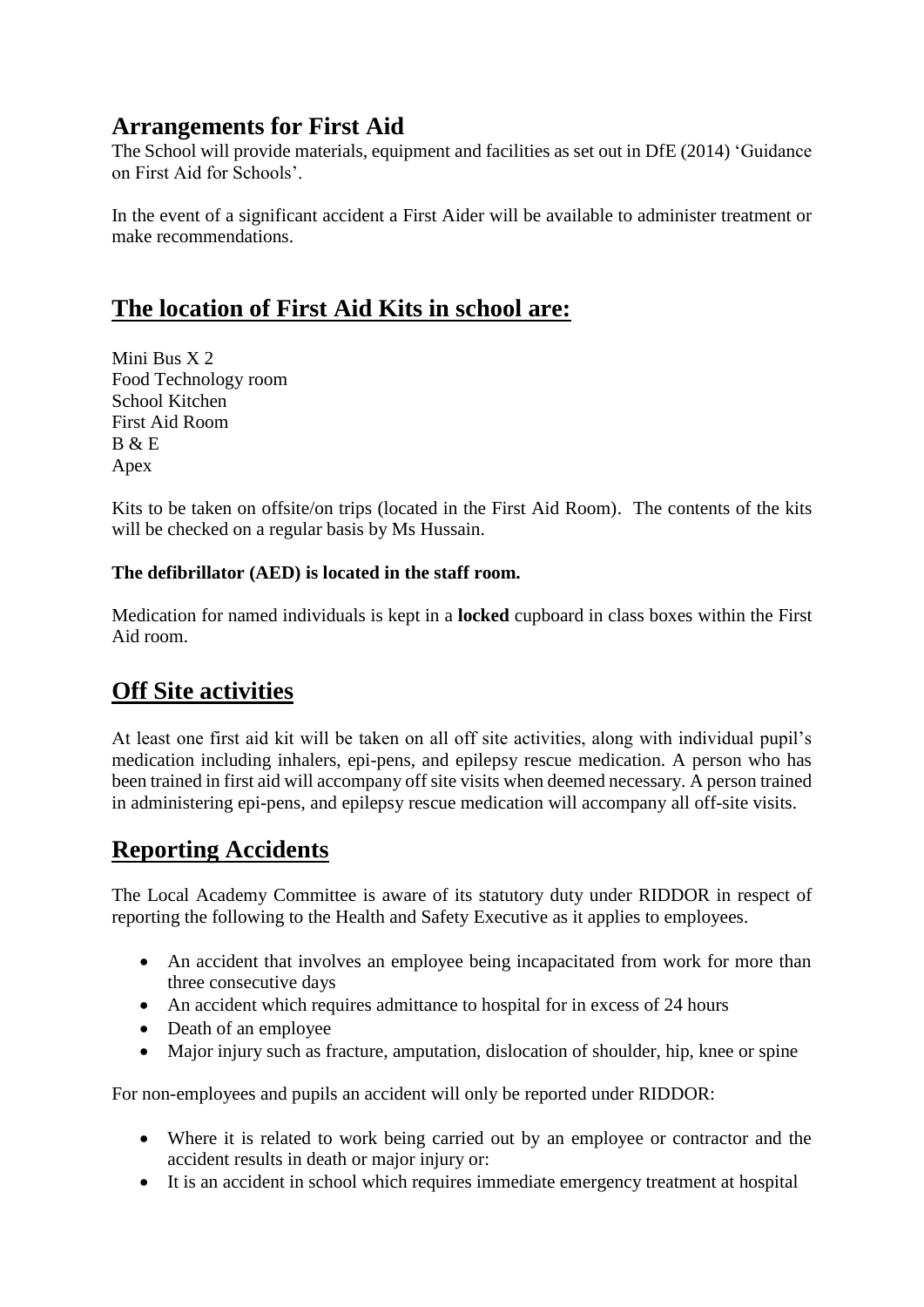## Arrangements for First Aid

The School will provide materials, equipment and facilities as set out in DfE (2014) 'Guidance on First Aid for Schools'.

In the event of a significant accident a First Aider will be available to administer treatment or make recommendations.

## The location of First Aid Kits in school are:

Mini Bus X 2
Food Technology room
School Kitchen
First Aid Room
B & E
Apex

Kits to be taken on offsite/on trips (located in the First Aid Room). The contents of the kits will be checked on a regular basis by Ms Hussain.

**The defibrillator (AED) is located in the staff room.**

Medication for named individuals is kept in a **locked** cupboard in class boxes within the First Aid room.

## Off Site activities

At least one first aid kit will be taken on all off site activities, along with individual pupil's medication including inhalers, epi-pens, and epilepsy rescue medication. A person who has been trained in first aid will accompany off site visits when deemed necessary. A person trained in administering epi-pens, and epilepsy rescue medication will accompany all off-site visits.

## Reporting Accidents

The Local Academy Committee is aware of its statutory duty under RIDDOR in respect of reporting the following to the Health and Safety Executive as it applies to employees.

- An accident that involves an employee being incapacitated from work for more than three consecutive days
- An accident which requires admittance to hospital for in excess of 24 hours
- Death of an employee
- Major injury such as fracture, amputation, dislocation of shoulder, hip, knee or spine

For non-employees and pupils an accident will only be reported under RIDDOR:

- Where it is related to work being carried out by an employee or contractor and the accident results in death or major injury or:
- It is an accident in school which requires immediate emergency treatment at hospital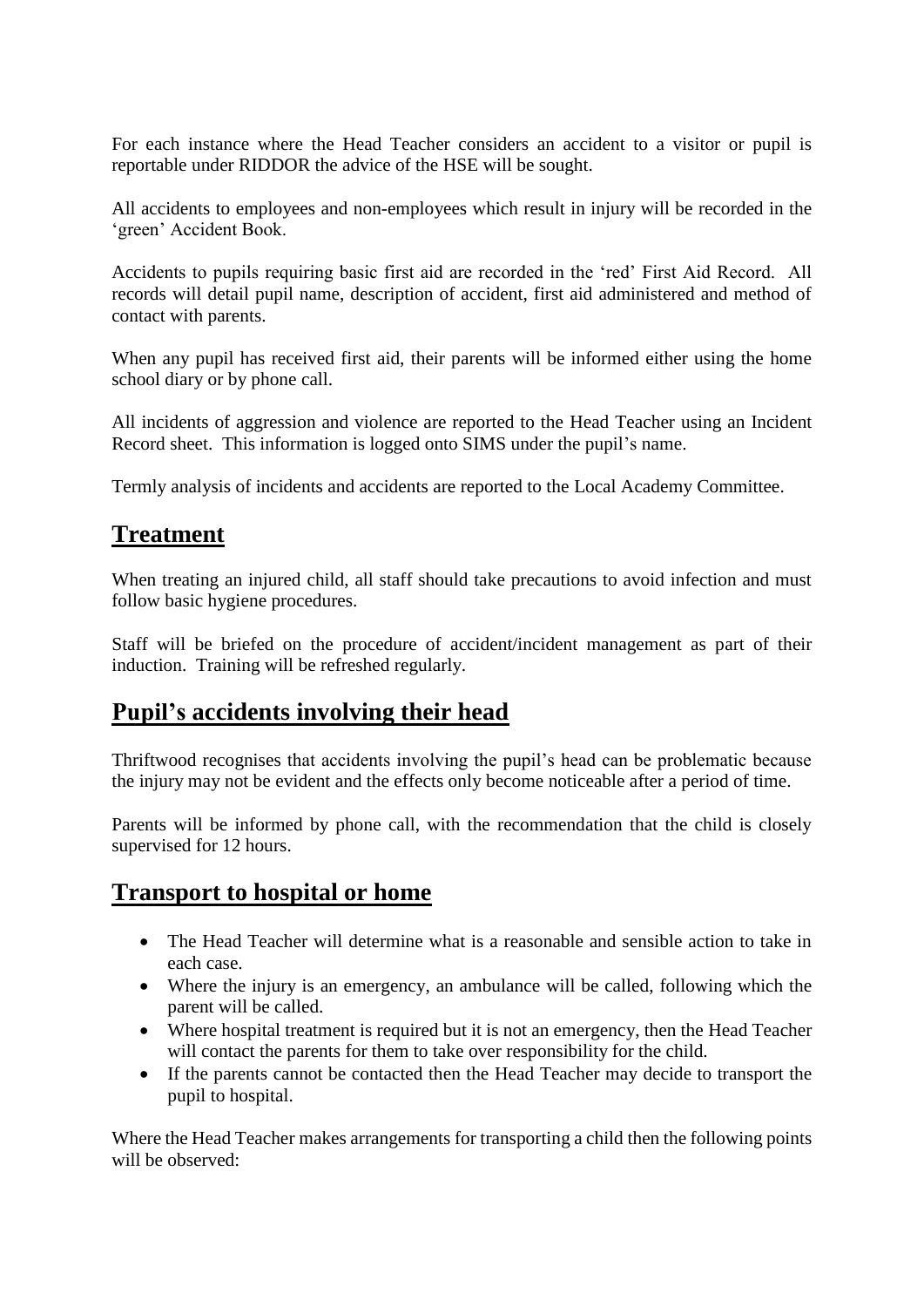For each instance where the Head Teacher considers an accident to a visitor or pupil is reportable under RIDDOR the advice of the HSE will be sought.

All accidents to employees and non-employees which result in injury will be recorded in the 'green' Accident Book.

Accidents to pupils requiring basic first aid are recorded in the 'red' First Aid Record. All records will detail pupil name, description of accident, first aid administered and method of contact with parents.

When any pupil has received first aid, their parents will be informed either using the home school diary or by phone call.

All incidents of aggression and violence are reported to the Head Teacher using an Incident Record sheet. This information is logged onto SIMS under the pupil's name.

Termly analysis of incidents and accidents are reported to the Local Academy Committee.

## Treatment

When treating an injured child, all staff should take precautions to avoid infection and must follow basic hygiene procedures.

Staff will be briefed on the procedure of accident/incident management as part of their induction. Training will be refreshed regularly.

## Pupil's accidents involving their head

Thriftwood recognises that accidents involving the pupil's head can be problematic because the injury may not be evident and the effects only become noticeable after a period of time.

Parents will be informed by phone call, with the recommendation that the child is closely supervised for 12 hours.

## Transport to hospital or home

- The Head Teacher will determine what is a reasonable and sensible action to take in each case.
- Where the injury is an emergency, an ambulance will be called, following which the parent will be called.
- Where hospital treatment is required but it is not an emergency, then the Head Teacher will contact the parents for them to take over responsibility for the child.
- If the parents cannot be contacted then the Head Teacher may decide to transport the pupil to hospital.

Where the Head Teacher makes arrangements for transporting a child then the following points will be observed: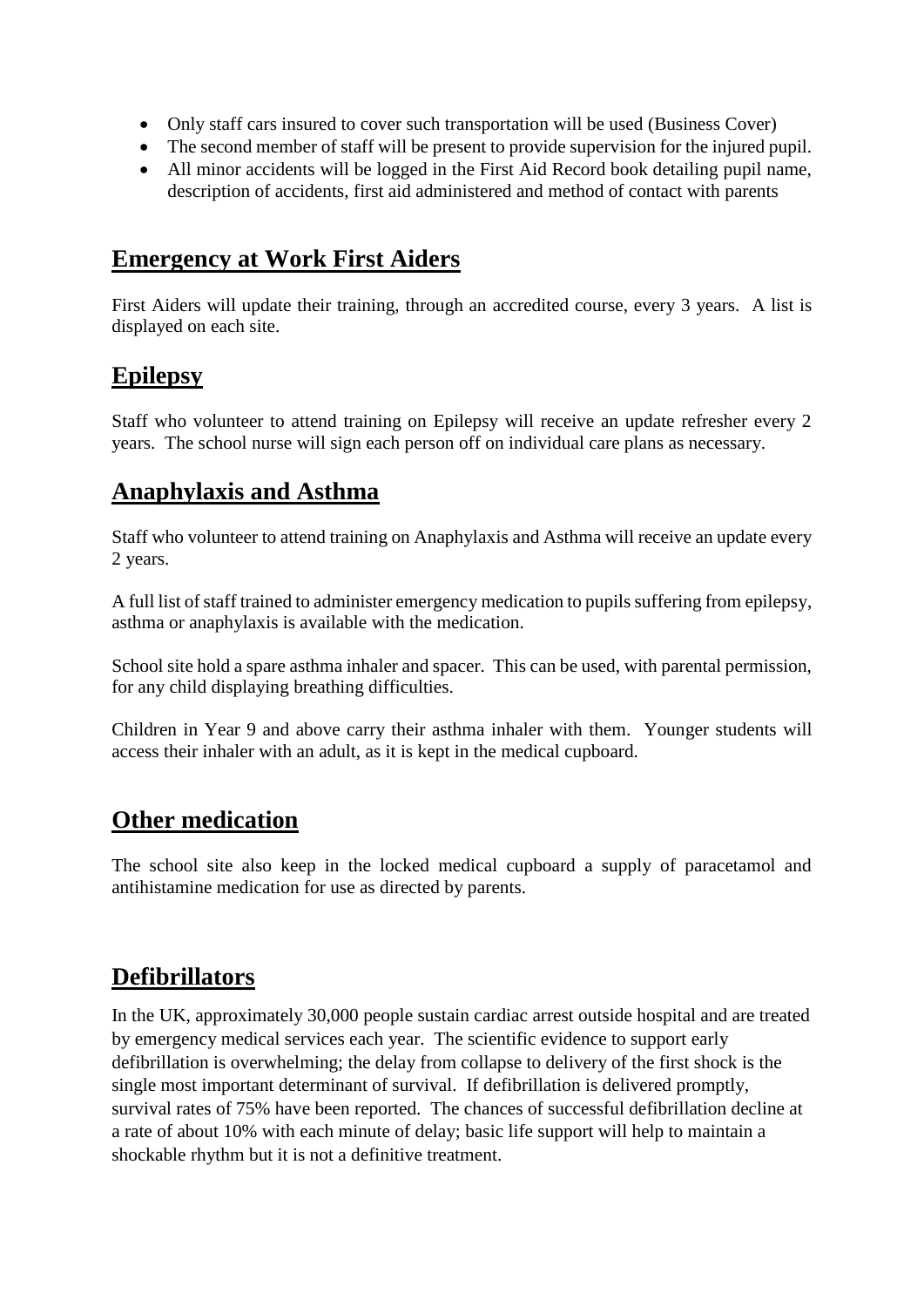- Only staff cars insured to cover such transportation will be used (Business Cover)
- The second member of staff will be present to provide supervision for the injured pupil.
- All minor accidents will be logged in the First Aid Record book detailing pupil name, description of accidents, first aid administered and method of contact with parents

## Emergency at Work First Aiders

First Aiders will update their training, through an accredited course, every 3 years. A list is displayed on each site.

## Epilepsy

Staff who volunteer to attend training on Epilepsy will receive an update refresher every 2 years. The school nurse will sign each person off on individual care plans as necessary.

## Anaphylaxis and Asthma

Staff who volunteer to attend training on Anaphylaxis and Asthma will receive an update every 2 years.

A full list of staff trained to administer emergency medication to pupils suffering from epilepsy, asthma or anaphylaxis is available with the medication.

School site hold a spare asthma inhaler and spacer. This can be used, with parental permission, for any child displaying breathing difficulties.

Children in Year 9 and above carry their asthma inhaler with them. Younger students will access their inhaler with an adult, as it is kept in the medical cupboard.

## Other medication

The school site also keep in the locked medical cupboard a supply of paracetamol and antihistamine medication for use as directed by parents.

## Defibrillators

In the UK, approximately 30,000 people sustain cardiac arrest outside hospital and are treated by emergency medical services each year. The scientific evidence to support early defibrillation is overwhelming; the delay from collapse to delivery of the first shock is the single most important determinant of survival. If defibrillation is delivered promptly, survival rates of 75% have been reported. The chances of successful defibrillation decline at a rate of about 10% with each minute of delay; basic life support will help to maintain a shockable rhythm but it is not a definitive treatment.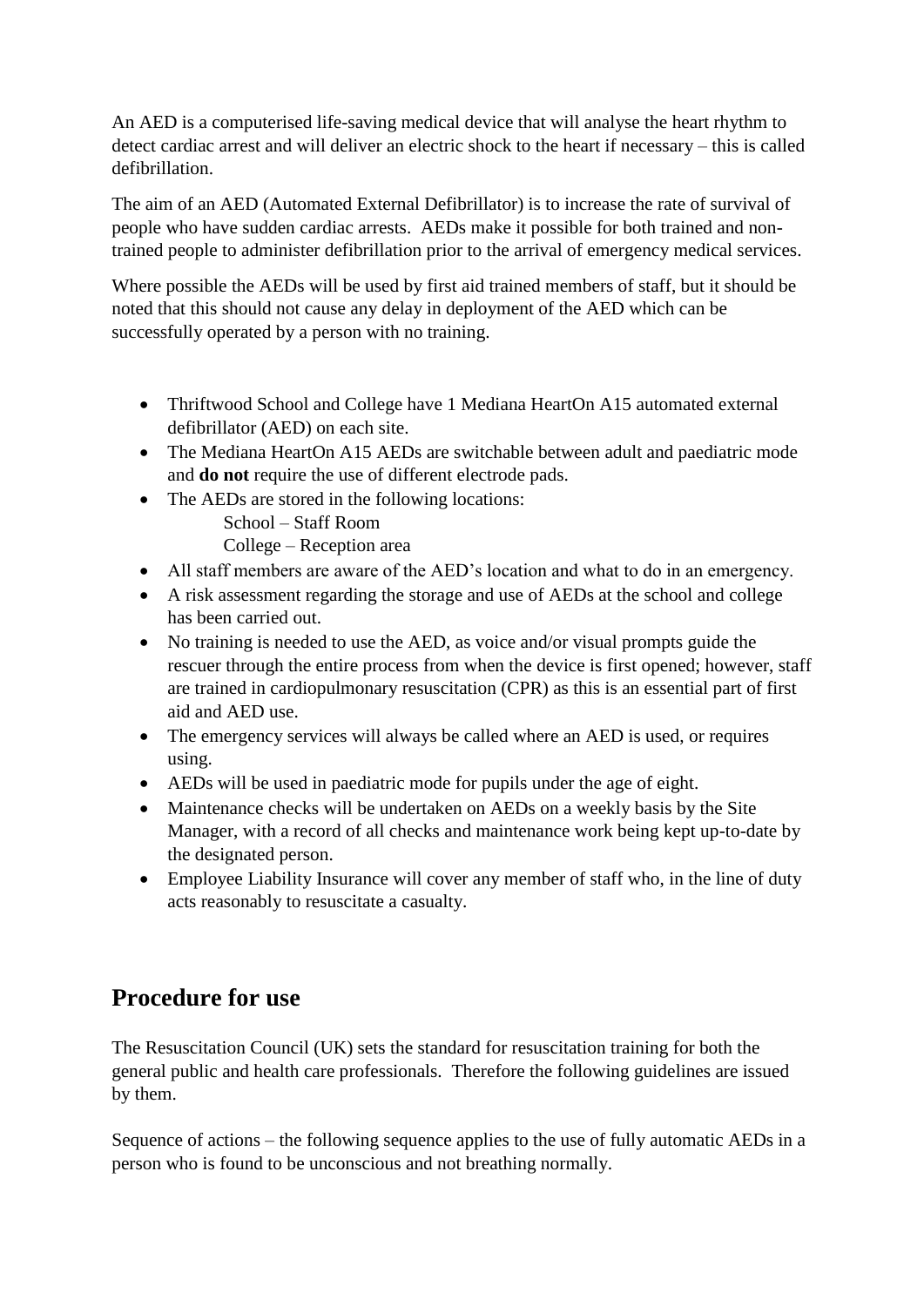An AED is a computerised life-saving medical device that will analyse the heart rhythm to detect cardiac arrest and will deliver an electric shock to the heart if necessary – this is called defibrillation.

The aim of an AED (Automated External Defibrillator) is to increase the rate of survival of people who have sudden cardiac arrests. AEDs make it possible for both trained and non-trained people to administer defibrillation prior to the arrival of emergency medical services.

Where possible the AEDs will be used by first aid trained members of staff, but it should be noted that this should not cause any delay in deployment of the AED which can be successfully operated by a person with no training.

- Thriftwood School and College have 1 Mediana HeartOn A15 automated external defibrillator (AED) on each site.
- The Mediana HeartOn A15 AEDs are switchable between adult and paediatric mode and **do not** require the use of different electrode pads.
- The AEDs are stored in the following locations:
  - School – Staff Room
  - College – Reception area
- All staff members are aware of the AED's location and what to do in an emergency.
- A risk assessment regarding the storage and use of AEDs at the school and college has been carried out.
- No training is needed to use the AED, as voice and/or visual prompts guide the rescuer through the entire process from when the device is first opened; however, staff are trained in cardiopulmonary resuscitation (CPR) as this is an essential part of first aid and AED use.
- The emergency services will always be called where an AED is used, or requires using.
- AEDs will be used in paediatric mode for pupils under the age of eight.
- Maintenance checks will be undertaken on AEDs on a weekly basis by the Site Manager, with a record of all checks and maintenance work being kept up-to-date by the designated person.
- Employee Liability Insurance will cover any member of staff who, in the line of duty acts reasonably to resuscitate a casualty.

## Procedure for use

The Resuscitation Council (UK) sets the standard for resuscitation training for both the general public and health care professionals. Therefore the following guidelines are issued by them.

Sequence of actions – the following sequence applies to the use of fully automatic AEDs in a person who is found to be unconscious and not breathing normally.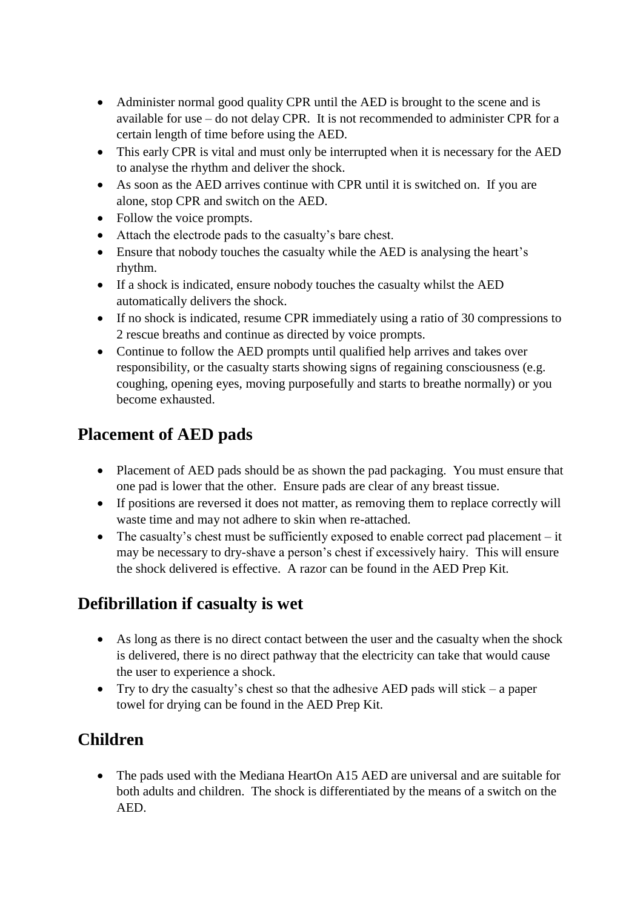- Administer normal good quality CPR until the AED is brought to the scene and is available for use – do not delay CPR. It is not recommended to administer CPR for a certain length of time before using the AED.
- This early CPR is vital and must only be interrupted when it is necessary for the AED to analyse the rhythm and deliver the shock.
- As soon as the AED arrives continue with CPR until it is switched on. If you are alone, stop CPR and switch on the AED.
- Follow the voice prompts.
- Attach the electrode pads to the casualty's bare chest.
- Ensure that nobody touches the casualty while the AED is analysing the heart's rhythm.
- If a shock is indicated, ensure nobody touches the casualty whilst the AED automatically delivers the shock.
- If no shock is indicated, resume CPR immediately using a ratio of 30 compressions to 2 rescue breaths and continue as directed by voice prompts.
- Continue to follow the AED prompts until qualified help arrives and takes over responsibility, or the casualty starts showing signs of regaining consciousness (e.g. coughing, opening eyes, moving purposefully and starts to breathe normally) or you become exhausted.

## Placement of AED pads

- Placement of AED pads should be as shown the pad packaging. You must ensure that one pad is lower that the other. Ensure pads are clear of any breast tissue.
- If positions are reversed it does not matter, as removing them to replace correctly will waste time and may not adhere to skin when re-attached.
- The casualty's chest must be sufficiently exposed to enable correct pad placement – it may be necessary to dry-shave a person's chest if excessively hairy. This will ensure the shock delivered is effective. A razor can be found in the AED Prep Kit.

## Defibrillation if casualty is wet

- As long as there is no direct contact between the user and the casualty when the shock is delivered, there is no direct pathway that the electricity can take that would cause the user to experience a shock.
- Try to dry the casualty's chest so that the adhesive AED pads will stick – a paper towel for drying can be found in the AED Prep Kit.

## Children

- The pads used with the Mediana HeartOn A15 AED are universal and are suitable for both adults and children. The shock is differentiated by the means of a switch on the AED.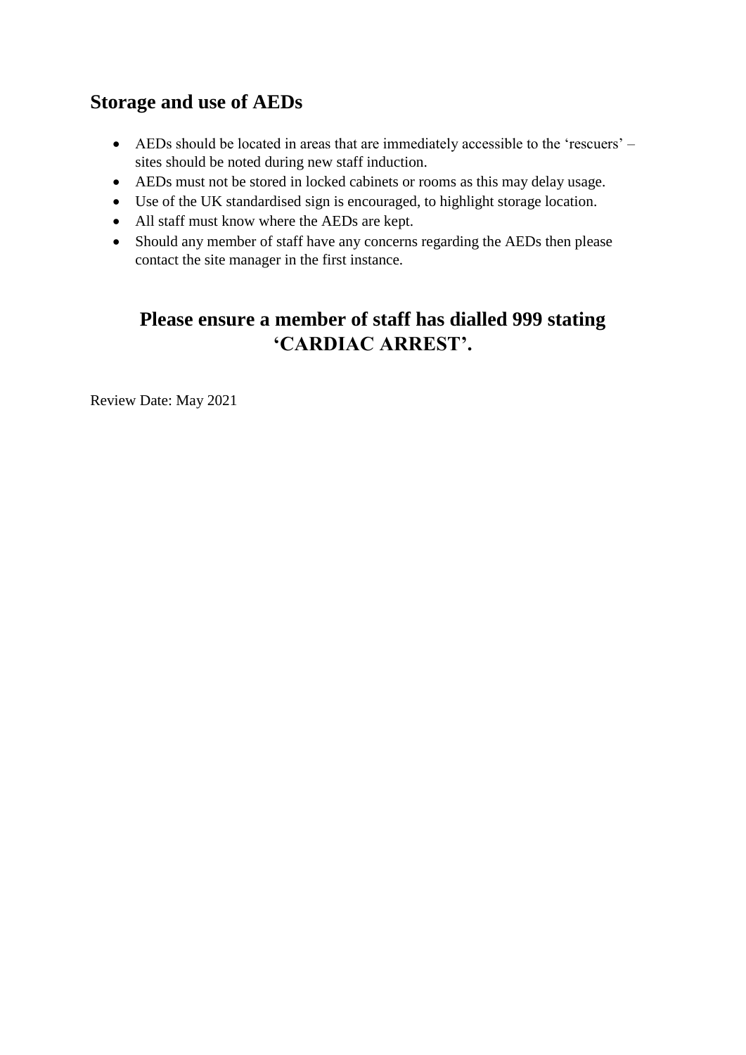## Storage and use of AEDs

- AEDs should be located in areas that are immediately accessible to the 'rescuers' – sites should be noted during new staff induction.
- AEDs must not be stored in locked cabinets or rooms as this may delay usage.
- Use of the UK standardised sign is encouraged, to highlight storage location.
- All staff must know where the AEDs are kept.
- Should any member of staff have any concerns regarding the AEDs then please contact the site manager in the first instance.

**Please ensure a member of staff has dialled 999 stating 'CARDIAC ARREST'.**

Review Date: May 2021